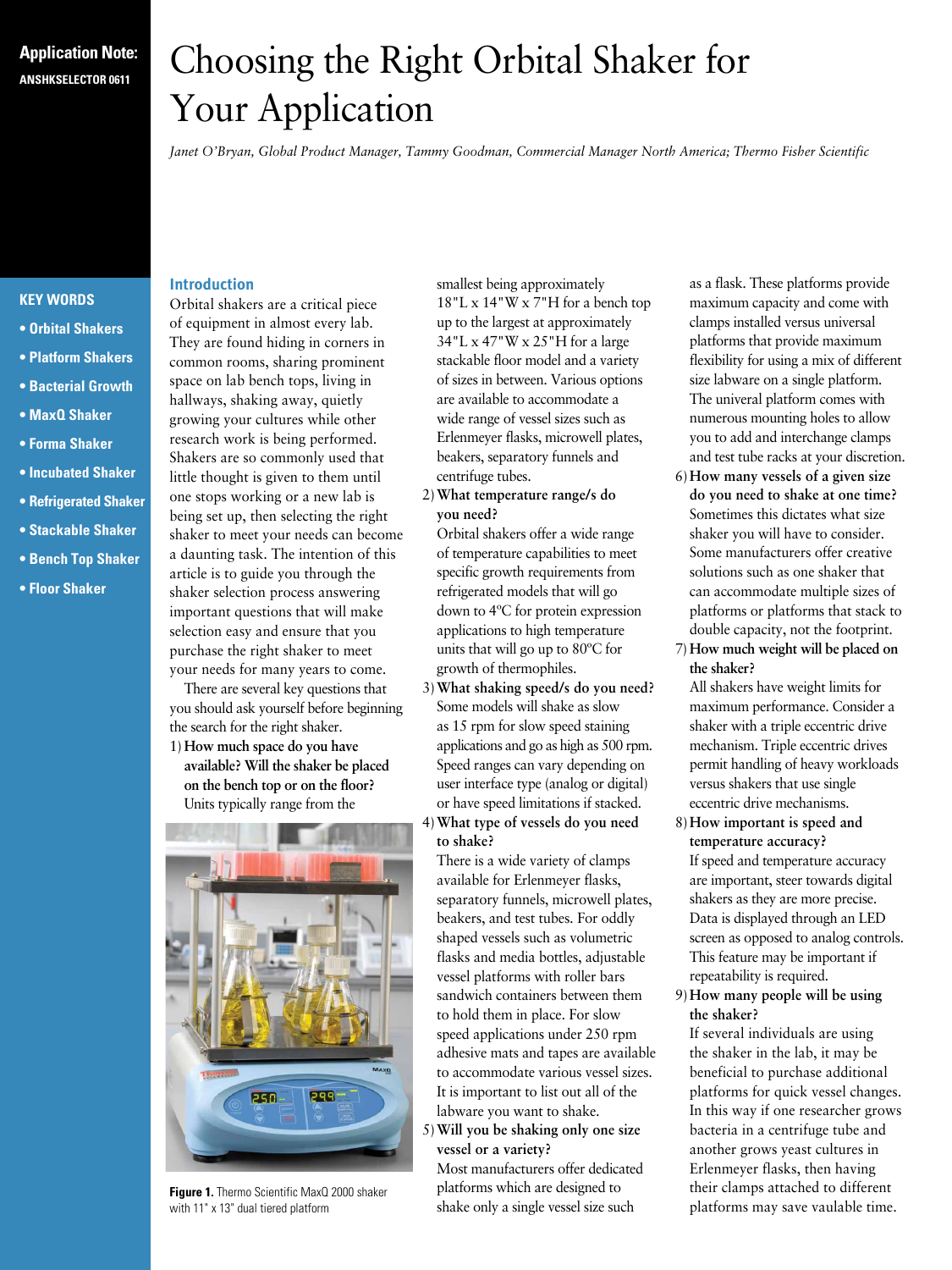**Application Note: ANSHKSELECTOR 0611**

# Choosing the Right Orbital Shaker for Your Application

*Janet O'Bryan, Global Product Manager, Tammy Goodman, Commercial Manager North America; Thermo Fisher Scientific*

**KEY WORDS**

- **Orbital Shakers**
- **Platform Shakers**
- **Bacterial Growth**
- **MaxQ Shaker**
- **Forma Shaker**
- **Incubated Shaker**
- **Refrigerated Shaker**
- **Stackable Shaker**
- **Bench Top Shaker**
- **Floor Shaker**

## Introduction

Orbital shakers are a critical piece of equipment in almost every lab. They are found hiding in corners in common rooms, sharing prominent space on lab bench tops, living in hallways, shaking away, quietly growing your cultures while other research work is being performed. Shakers are so commonly used that little thought is given to them until one stops working or a new lab is being set up, then selecting the right shaker to meet your needs can become a daunting task. The intention of this article is to guide you through the shaker selection process answering important questions that will make selection easy and ensure that you purchase the right shaker to meet your needs for many years to come.

There are several key questions that you should ask yourself before beginning the search for the right shaker.

1) **How much space do you have available? Will the shaker be placed on the bench top or on the floor?**
Units typically range from the smallest being approximately 18"L x 14"W x 7"H for a bench top up to the largest at approximately 34"L x 47"W x 25"H for a large stackable floor model and a variety of sizes in between. Various options are available to accommodate a wide range of vessel sizes such as Erlenmeyer flasks, microwell plates, beakers, separatory funnels and centrifuge tubes.

2) **What temperature range/s do you need?**
Orbital shakers offer a wide range of temperature capabilities to meet specific growth requirements from refrigerated models that will go down to 4ºC for protein expression applications to high temperature units that will go up to 80ºC for growth of thermophiles.

3) **What shaking speed/s do you need?**
Some models will shake as slow as 15 rpm for slow speed staining applications and go as high as 500 rpm. Speed ranges can vary depending on user interface type (analog or digital) or have speed limitations if stacked.

4) **What type of vessels do you need to shake?**
There is a wide variety of clamps available for Erlenmeyer flasks, separatory funnels, microwell plates, beakers, and test tubes. For oddly shaped vessels such as volumetric flasks and media bottles, adjustable vessel platforms with roller bars sandwich containers between them to hold them in place. For slow speed applications under 250 rpm adhesive mats and tapes are available to accommodate various vessel sizes. It is important to list out all of the labware you want to shake.

5) **Will you be shaking only one size vessel or a variety?**
Most manufacturers offer dedicated platforms which are designed to shake only a single vessel size such as a flask. These platforms provide maximum capacity and come with clamps installed versus universal platforms that provide maximum flexibility for using a mix of different size labware on a single platform. The univeral platform comes with numerous mounting holes to allow you to add and interchange clamps and test tube racks at your discretion.

6) **How many vessels of a given size do you need to shake at one time?**
Sometimes this dictates what size shaker you will have to consider. Some manufacturers offer creative solutions such as one shaker that can accommodate multiple sizes of platforms or platforms that stack to double capacity, not the footprint.

7) **How much weight will be placed on the shaker?**
All shakers have weight limits for maximum performance. Consider a shaker with a triple eccentric drive mechanism. Triple eccentric drives permit handling of heavy workloads versus shakers that use single eccentric drive mechanisms.

8) **How important is speed and temperature accuracy?**
If speed and temperature accuracy are important, steer towards digital shakers as they are more precise. Data is displayed through an LED screen as opposed to analog controls. This feature may be important if repeatability is required.

9) **How many people will be using the shaker?**
If several individuals are using the shaker in the lab, it may be beneficial to purchase additional platforms for quick vessel changes. In this way if one researcher grows bacteria in a centrifuge tube and another grows yeast cultures in Erlenmeyer flasks, then having their clamps attached to different platforms may save vaulable time.

**Figure 1.** Thermo Scientific MaxQ 2000 shaker with 11" x 13" dual tiered platform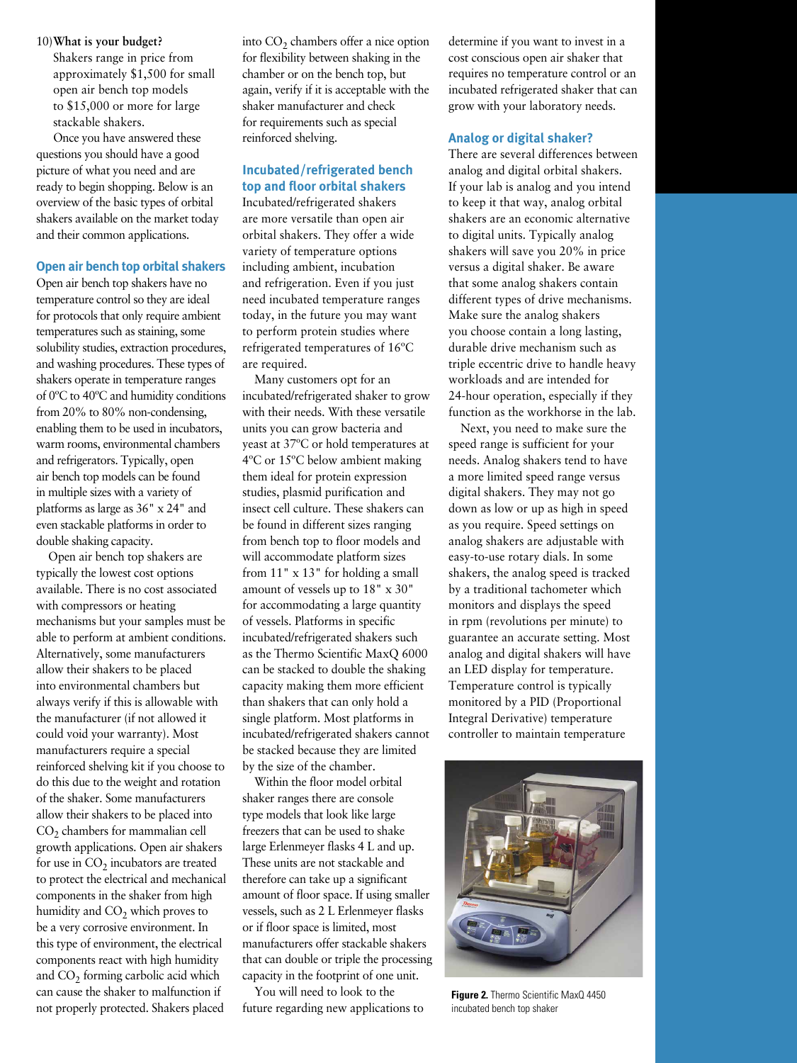10) **What is your budget?**
Shakers range in price from approximately $1,500 for small open air bench top models to $15,000 or more for large stackable shakers.

Once you have answered these questions you should have a good picture of what you need and are ready to begin shopping. Below is an overview of the basic types of orbital shakers available on the market today and their common applications.

## Open air bench top orbital shakers

Open air bench top shakers have no temperature control so they are ideal for protocols that only require ambient temperatures such as staining, some solubility studies, extraction procedures, and washing procedures. These types of shakers operate in temperature ranges of 0ºC to 40ºC and humidity conditions from 20% to 80% non-condensing, enabling them to be used in incubators, warm rooms, environmental chambers and refrigerators. Typically, open air bench top models can be found in multiple sizes with a variety of platforms as large as 36" x 24" and even stackable platforms in order to double shaking capacity.

Open air bench top shakers are typically the lowest cost options available. There is no cost associated with compressors or heating mechanisms but your samples must be able to perform at ambient conditions. Alternatively, some manufacturers allow their shakers to be placed into environmental chambers but always verify if this is allowable with the manufacturer (if not allowed it could void your warranty). Most manufacturers require a special reinforced shelving kit if you choose to do this due to the weight and rotation of the shaker. Some manufacturers allow their shakers to be placed into $CO_2$ chambers for mammalian cell growth applications. Open air shakers for use in $CO_2$ incubators are treated to protect the electrical and mechanical components in the shaker from high humidity and $CO_2$ which proves to be a very corrosive environment. In this type of environment, the electrical components react with high humidity and $CO_2$ forming carbolic acid which can cause the shaker to malfunction if not properly protected. Shakers placed into $CO_2$ chambers offer a nice option for flexibility between shaking in the chamber or on the bench top, but again, verify if it is acceptable with the shaker manufacturer and check for requirements such as special reinforced shelving.

## Incubated/refrigerated bench top and floor orbital shakers

Incubated/refrigerated shakers are more versatile than open air orbital shakers. They offer a wide variety of temperature options including ambient, incubation and refrigeration. Even if you just need incubated temperature ranges today, in the future you may want to perform protein studies where refrigerated temperatures of 16ºC are required.

Many customers opt for an incubated/refrigerated shaker to grow with their needs. With these versatile units you can grow bacteria and yeast at 37ºC or hold temperatures at 4ºC or 15ºC below ambient making them ideal for protein expression studies, plasmid purification and insect cell culture. These shakers can be found in different sizes ranging from bench top to floor models and will accommodate platform sizes from 11" x 13" for holding a small amount of vessels up to 18" x 30" for accommodating a large quantity of vessels. Platforms in specific incubated/refrigerated shakers such as the Thermo Scientific MaxQ 6000 can be stacked to double the shaking capacity making them more efficient than shakers that can only hold a single platform. Most platforms in incubated/refrigerated shakers cannot be stacked because they are limited by the size of the chamber.

Within the floor model orbital shaker ranges there are console type models that look like large freezers that can be used to shake large Erlenmeyer flasks 4 L and up. These units are not stackable and therefore can take up a significant amount of floor space. If using smaller vessels, such as 2 L Erlenmeyer flasks or if floor space is limited, most manufacturers offer stackable shakers that can double or triple the processing capacity in the footprint of one unit.

You will need to look to the future regarding new applications to determine if you want to invest in a cost conscious open air shaker that requires no temperature control or an incubated refrigerated shaker that can grow with your laboratory needs.

## Analog or digital shaker?

There are several differences between analog and digital orbital shakers. If your lab is analog and you intend to keep it that way, analog orbital shakers are an economic alternative to digital units. Typically analog shakers will save you 20% in price versus a digital shaker. Be aware that some analog shakers contain different types of drive mechanisms. Make sure the analog shakers you choose contain a long lasting, durable drive mechanism such as triple eccentric drive to handle heavy workloads and are intended for 24-hour operation, especially if they function as the workhorse in the lab.

Next, you need to make sure the speed range is sufficient for your needs. Analog shakers tend to have a more limited speed range versus digital shakers. They may not go down as low or up as high in speed as you require. Speed settings on analog shakers are adjustable with easy-to-use rotary dials. In some shakers, the analog speed is tracked by a traditional tachometer which monitors and displays the speed in rpm (revolutions per minute) to guarantee an accurate setting. Most analog and digital shakers will have an LED display for temperature. Temperature control is typically monitored by a PID (Proportional Integral Derivative) temperature controller to maintain temperature

**Figure 2.** Thermo Scientific MaxQ 4450 incubated bench top shaker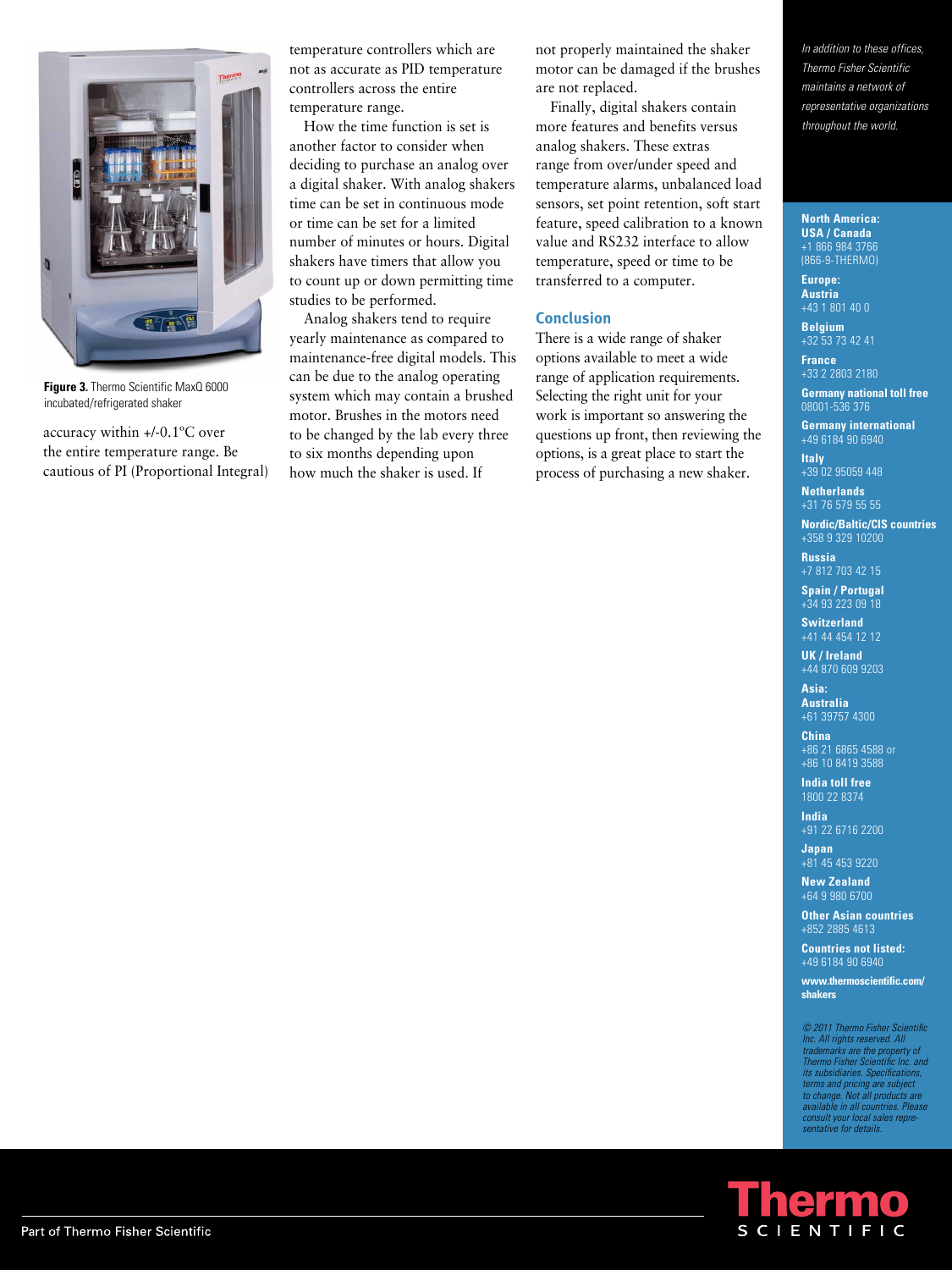Figure 3. Thermo Scientific MaxQ 6000 incubated/refrigerated shaker

accuracy within +/-0.1°C over the entire temperature range. Be cautious of PI (Proportional Integral) temperature controllers which are not as accurate as PID temperature controllers across the entire temperature range.

How the time function is set is another factor to consider when deciding to purchase an analog over a digital shaker. With analog shakers time can be set in continuous mode or time can be set for a limited number of minutes or hours. Digital shakers have timers that allow you to count up or down permitting time studies to be performed.

Analog shakers tend to require yearly maintenance as compared to maintenance-free digital models. This can be due to the analog operating system which may contain a brushed motor. Brushes in the motors need to be changed by the lab every three to six months depending upon how much the shaker is used. If not properly maintained the shaker motor can be damaged if the brushes are not replaced.

Finally, digital shakers contain more features and benefits versus analog shakers. These extras range from over/under speed and temperature alarms, unbalanced load sensors, set point retention, soft start feature, speed calibration to a known value and RS232 interface to allow temperature, speed or time to be transferred to a computer.

## Conclusion

There is a wide range of shaker options available to meet a wide range of application requirements. Selecting the right unit for your work is important so answering the questions up front, then reviewing the options, is a great place to start the process of purchasing a new shaker.

*In addition to these offices, Thermo Fisher Scientific maintains a network of representative organizations throughout the world.*

**North America:**
**USA / Canada**
+1 866 984 3766
(866-9-THERMO)

**Europe:**
**Austria**
+43 1 801 40 0

**Belgium**
+32 53 73 42 41

**France**
+33 2 2803 2180

**Germany national toll free**
08001-536 376

**Germany international**
+49 6184 90 6940

**Italy**
+39 02 95059 448

**Netherlands**
+31 76 579 55 55

**Nordic/Baltic/CIS countries**
+358 9 329 10200

**Russia**
+7 812 703 42 15

**Spain / Portugal**
+34 93 223 09 18

**Switzerland**
+41 44 454 12 12

**UK / Ireland**
+44 870 609 9203

**Asia:**
**Australia**
+61 39757 4300

**China**
+86 21 6865 4588 or
+86 10 8419 3588

**India toll free**
1800 22 8374

**India**
+91 22 6716 2200

**Japan**
+81 45 453 9220

**New Zealand**
+64 9 980 6700

**Other Asian countries**
+852 2885 4613

**Countries not listed:**
+49 6184 90 6940

**www.thermoscientific.com/shakers**

*© 2011 Thermo Fisher Scientific Inc. All rights reserved. All trademarks are the property of Thermo Fisher Scientific Inc. and its subsidiaries. Specifications, terms and pricing are subject to change. Not all products are available in all countries. Please consult your local sales representative for details.*

Part of Thermo Fisher Scientific

Thermo SCIENTIFIC